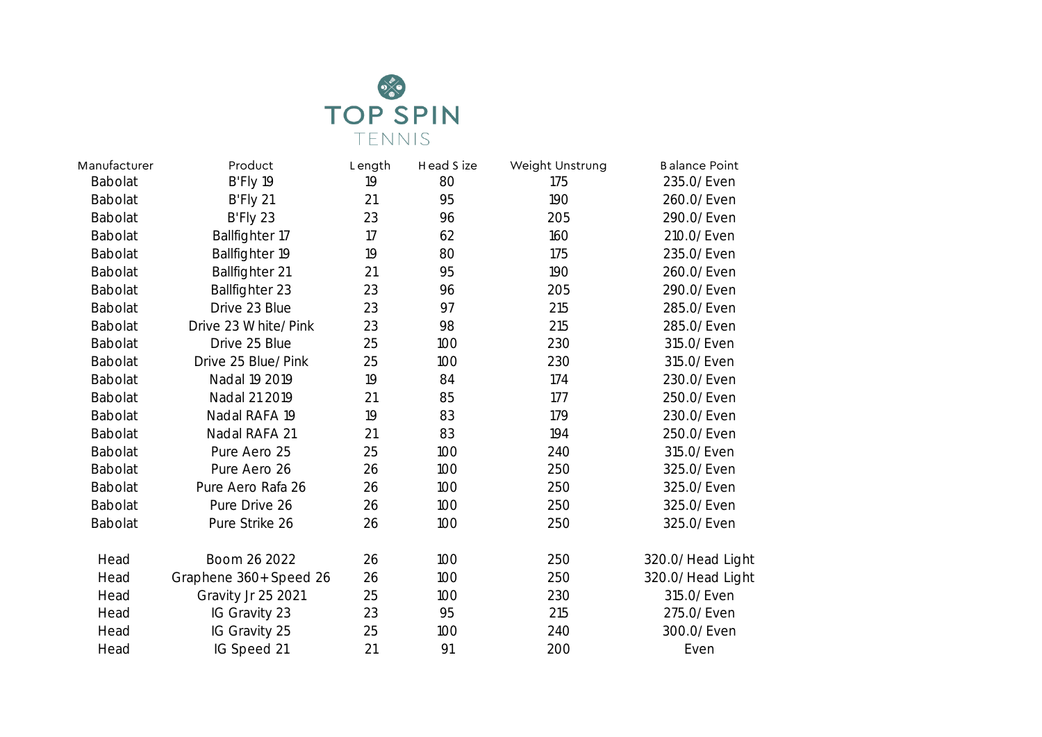# TOP SPIN TENNIS

| Manufacturer | Product | Length | Head Size | Weight Unstrung | Balance Point |
|---|---|---|---|---|---|
| Babolat | B'Fly 19 | 19 | 80 | 175 | 235.0/ Even |
| Babolat | B'Fly 21 | 21 | 95 | 190 | 260.0/ Even |
| Babolat | B'Fly 23 | 23 | 96 | 205 | 290.0/ Even |
| Babolat | Ballfighter 17 | 17 | 62 | 160 | 210.0/ Even |
| Babolat | Ballfighter 19 | 19 | 80 | 175 | 235.0/ Even |
| Babolat | Ballfighter 21 | 21 | 95 | 190 | 260.0/ Even |
| Babolat | Ballfighter 23 | 23 | 96 | 205 | 290.0/ Even |
| Babolat | Drive 23 Blue | 23 | 97 | 215 | 285.0/ Even |
| Babolat | Drive 23 White/ Pink | 23 | 98 | 215 | 285.0/ Even |
| Babolat | Drive 25 Blue | 25 | 100 | 230 | 315.0/ Even |
| Babolat | Drive 25 Blue/ Pink | 25 | 100 | 230 | 315.0/ Even |
| Babolat | Nadal 19 2019 | 19 | 84 | 174 | 230.0/ Even |
| Babolat | Nadal 21 2019 | 21 | 85 | 177 | 250.0/ Even |
| Babolat | Nadal RAFA 19 | 19 | 83 | 179 | 230.0/ Even |
| Babolat | Nadal RAFA 21 | 21 | 83 | 194 | 250.0/ Even |
| Babolat | Pure Aero 25 | 25 | 100 | 240 | 315.0/ Even |
| Babolat | Pure Aero 26 | 26 | 100 | 250 | 325.0/ Even |
| Babolat | Pure Aero Rafa 26 | 26 | 100 | 250 | 325.0/ Even |
| Babolat | Pure Drive 26 | 26 | 100 | 250 | 325.0/ Even |
| Babolat | Pure Strike 26 | 26 | 100 | 250 | 325.0/ Even |
| | | | | | |
| Head | Boom 26 2022 | 26 | 100 | 250 | 320.0/ Head Light |
| Head | Graphene 360+ Speed 26 | 26 | 100 | 250 | 320.0/ Head Light |
| Head | Gravity Jr 25 2021 | 25 | 100 | 230 | 315.0/ Even |
| Head | IG Gravity 23 | 23 | 95 | 215 | 275.0/ Even |
| Head | IG Gravity 25 | 25 | 100 | 240 | 300.0/ Even |
| Head | IG Speed 21 | 21 | 91 | 200 | Even |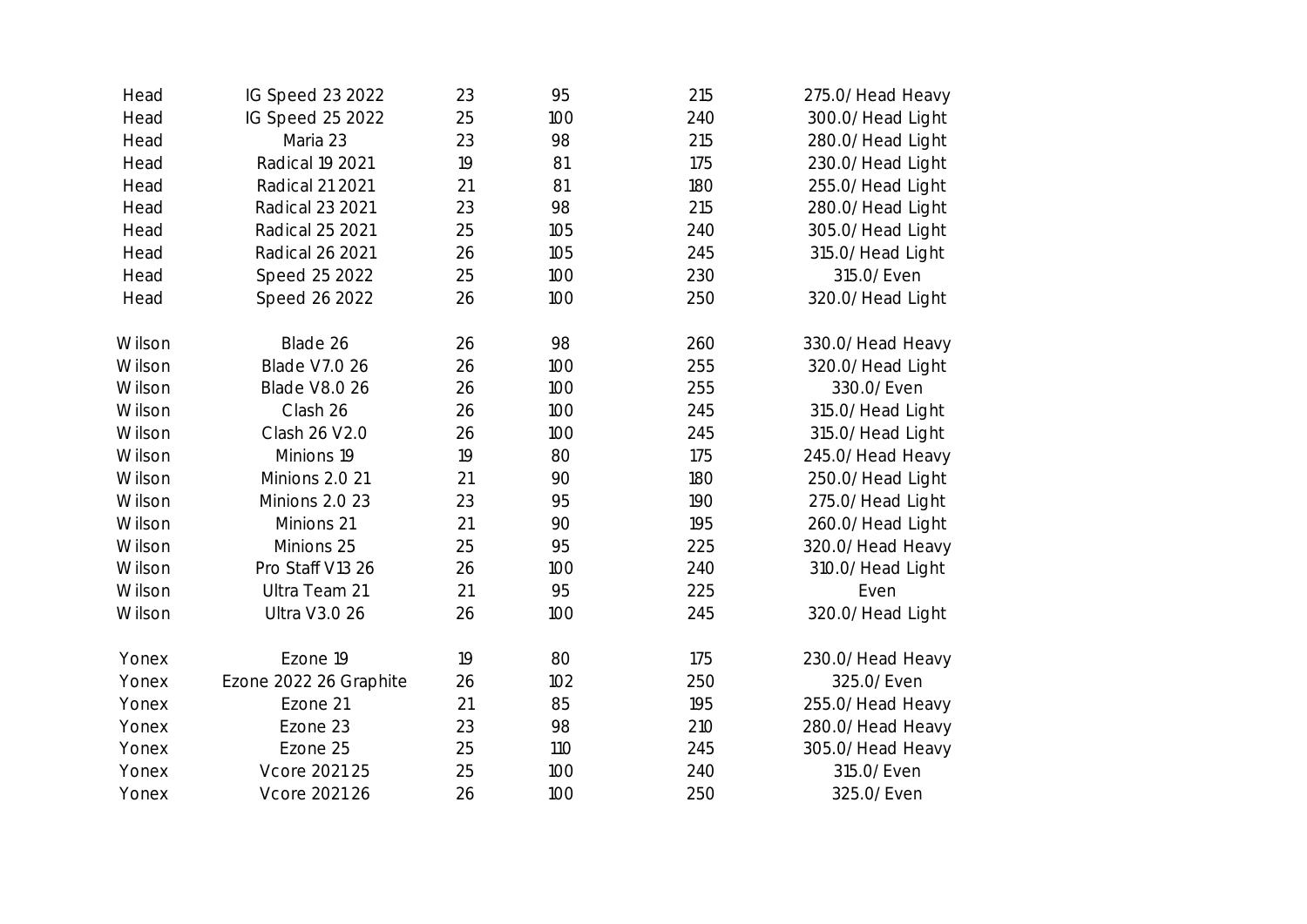| | | | | | |
|---|---|---|---|---|---|
| Head | IG Speed 23 2022 | 23 | 95 | 215 | 275.0/ Head Heavy |
| Head | IG Speed 25 2022 | 25 | 100 | 240 | 300.0/ Head Light |
| Head | Maria 23 | 23 | 98 | 215 | 280.0/ Head Light |
| Head | Radical 19 2021 | 19 | 81 | 175 | 230.0/ Head Light |
| Head | Radical 21 2021 | 21 | 81 | 180 | 255.0/ Head Light |
| Head | Radical 23 2021 | 23 | 98 | 215 | 280.0/ Head Light |
| Head | Radical 25 2021 | 25 | 105 | 240 | 305.0/ Head Light |
| Head | Radical 26 2021 | 26 | 105 | 245 | 315.0/ Head Light |
| Head | Speed 25 2022 | 25 | 100 | 230 | 315.0/ Even |
| Head | Speed 26 2022 | 26 | 100 | 250 | 320.0/ Head Light |
| | | | | | |
| Wilson | Blade 26 | 26 | 98 | 260 | 330.0/ Head Heavy |
| Wilson | Blade V7.0 26 | 26 | 100 | 255 | 320.0/ Head Light |
| Wilson | Blade V8.0 26 | 26 | 100 | 255 | 330.0/ Even |
| Wilson | Clash 26 | 26 | 100 | 245 | 315.0/ Head Light |
| Wilson | Clash 26 V2.0 | 26 | 100 | 245 | 315.0/ Head Light |
| Wilson | Minions 19 | 19 | 80 | 175 | 245.0/ Head Heavy |
| Wilson | Minions 2.0 21 | 21 | 90 | 180 | 250.0/ Head Light |
| Wilson | Minions 2.0 23 | 23 | 95 | 190 | 275.0/ Head Light |
| Wilson | Minions 21 | 21 | 90 | 195 | 260.0/ Head Light |
| Wilson | Minions 25 | 25 | 95 | 225 | 320.0/ Head Heavy |
| Wilson | Pro Staff V13 26 | 26 | 100 | 240 | 310.0/ Head Light |
| Wilson | Ultra Team 21 | 21 | 95 | 225 | Even |
| Wilson | Ultra V3.0 26 | 26 | 100 | 245 | 320.0/ Head Light |
| | | | | | |
| Yonex | Ezone 19 | 19 | 80 | 175 | 230.0/ Head Heavy |
| Yonex | Ezone 2022 26 Graphite | 26 | 102 | 250 | 325.0/ Even |
| Yonex | Ezone 21 | 21 | 85 | 195 | 255.0/ Head Heavy |
| Yonex | Ezone 23 | 23 | 98 | 210 | 280.0/ Head Heavy |
| Yonex | Ezone 25 | 25 | 110 | 245 | 305.0/ Head Heavy |
| Yonex | Vcore 2021 25 | 25 | 100 | 240 | 315.0/ Even |
| Yonex | Vcore 2021 26 | 26 | 100 | 250 | 325.0/ Even |